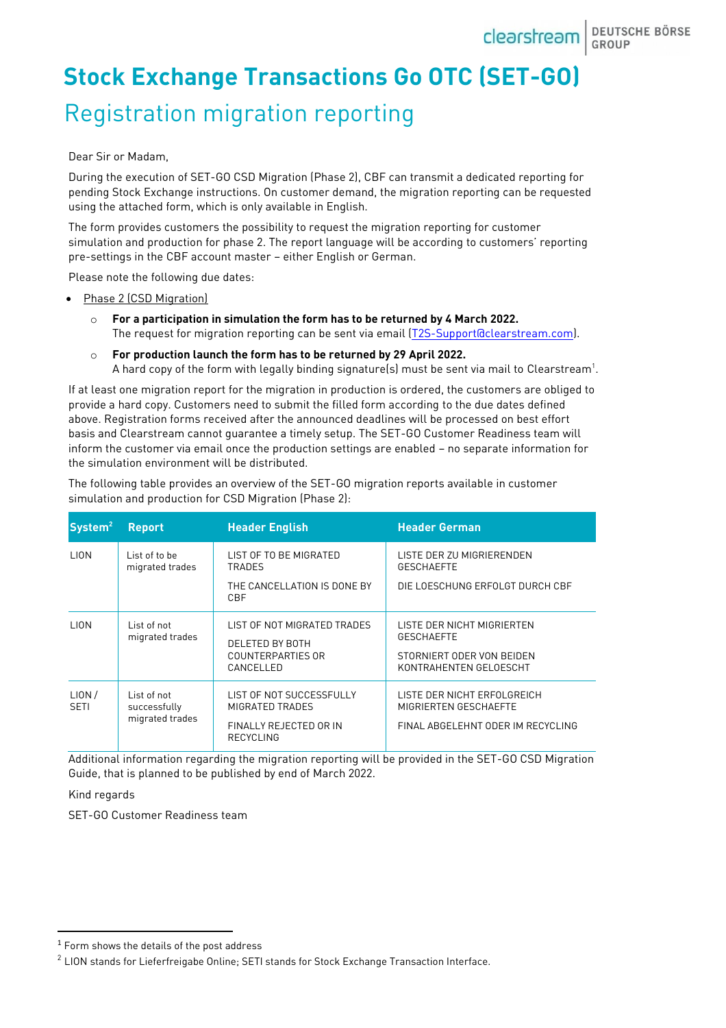# Stock Exchange Transactions Go OTC (SET-GO)

## Registration migration reporting

Dear Sir or Madam,

During the execution of SET-GO CSD Migration (Phase 2), CBF can transmit a dedicated reporting for pending Stock Exchange instructions. On customer demand, the migration reporting can be requested using the attached form, which is only available in English.

The form provides customers the possibility to request the migration reporting for customer simulation and production for phase 2. The report language will be according to customers' reporting pre-settings in the CBF account master – either English or German.

Please note the following due dates:

- Phase 2 (CSD Migration)
  - **For a participation in simulation the form has to be returned by 4 March 2022.** The request for migration reporting can be sent via email (T2S-Support@clearstream.com).
  - **For production launch the form has to be returned by 29 April 2022.** A hard copy of the form with legally binding signature(s) must be sent via mail to Clearstream[1].

If at least one migration report for the migration in production is ordered, the customers are obliged to provide a hard copy. Customers need to submit the filled form according to the due dates defined above. Registration forms received after the announced deadlines will be processed on best effort basis and Clearstream cannot guarantee a timely setup. The SET-GO Customer Readiness team will inform the customer via email once the production settings are enabled – no separate information for the simulation environment will be distributed.

The following table provides an overview of the SET-GO migration reports available in customer simulation and production for CSD Migration (Phase 2):

| System[2] | Report | Header English | Header German |
|---|---|---|---|
| LION | List of to be migrated trades | LIST OF TO BE MIGRATED TRADES<br><br>THE CANCELLATION IS DONE BY CBF | LISTE DER ZU MIGRIERENDEN GESCHAEFTE<br><br>DIE LOESCHUNG ERFOLGT DURCH CBF |
| LION | List of not migrated trades | LIST OF NOT MIGRATED TRADES<br><br>DELETED BY BOTH COUNTERPARTIES OR CANCELLED | LISTE DER NICHT MIGRIERTEN GESCHAEFTE<br><br>STORNIERT ODER VON BEIDEN KONTRAHENTEN GELOESCHT |
| LION / SETI | List of not successfully migrated trades | LIST OF NOT SUCCESSFULLY MIGRATED TRADES<br><br>FINALLY REJECTED OR IN RECYCLING | LISTE DER NICHT ERFOLGREICH MIGRIERTEN GESCHAEFTE<br><br>FINAL ABGELEHNT ODER IM RECYCLING |

Additional information regarding the migration reporting will be provided in the SET-GO CSD Migration Guide, that is planned to be published by end of March 2022.

Kind regards

SET-GO Customer Readiness team

---

[1] Form shows the details of the post address

[2] LION stands for Lieferfreigabe Online; SETI stands for Stock Exchange Transaction Interface.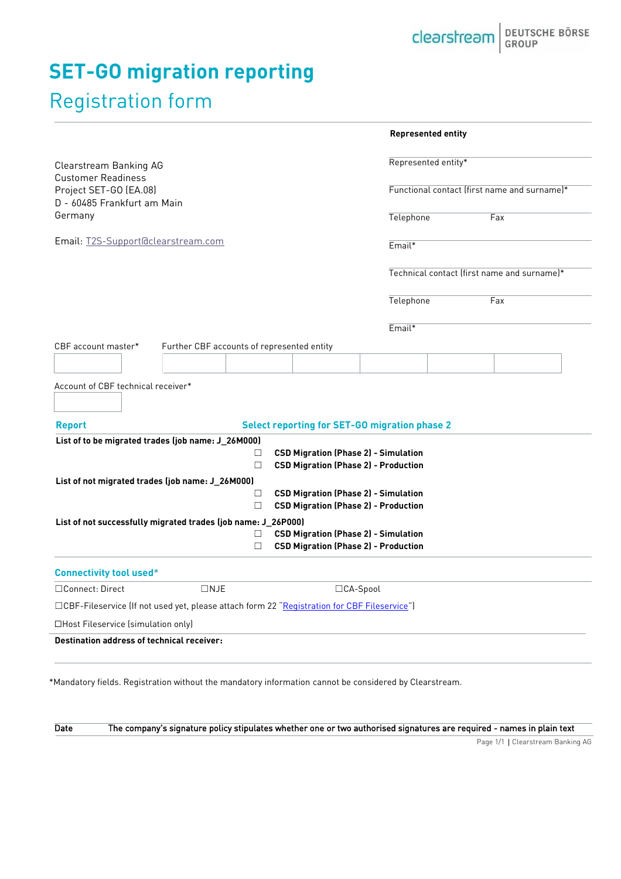# SET-GO migration reporting

## Registration form

Clearstream Banking AG
Customer Readiness
Project SET-GO (EA.08)
D - 60485 Frankfurt am Main
Germany

Email: T2S-Support@clearstream.com

**Represented entity**

Represented entity*

Functional contact (first name and surname)*

Telephone Fax

Email*

Technical contact (first name and surname)*

Telephone Fax

Email*

CBF account master*

Further CBF accounts of represented entity

Account of CBF technical receiver*

| Report | Select reporting for SET-GO migration phase 2 |
|---|---|
| **List of to be migrated trades (job name: J_26M000)** | |
| | ☐ **CSD Migration (Phase 2) - Simulation** |
| | ☐ **CSD Migration (Phase 2) - Production** |
| **List of not migrated trades (job name: J_26M000)** | |
| | ☐ **CSD Migration (Phase 2) - Simulation** |
| | ☐ **CSD Migration (Phase 2) - Production** |
| **List of not successfully migrated trades (job name: J_26P000)** | |
| | ☐ **CSD Migration (Phase 2) - Simulation** |
| | ☐ **CSD Migration (Phase 2) - Production** |

### Connectivity tool used*

☐Connect: Direct ☐NJE ☐CA-Spool

☐CBF-Fileservice (If not used yet, please attach form 22 "Registration for CBF Fileservice")

☐Host Fileservice (simulation only)

**Destination address of technical receiver:**

*Mandatory fields. Registration without the mandatory information cannot be considered by Clearstream.

**Date** **The company's signature policy stipulates whether one or two authorised signatures are required - names in plain text**